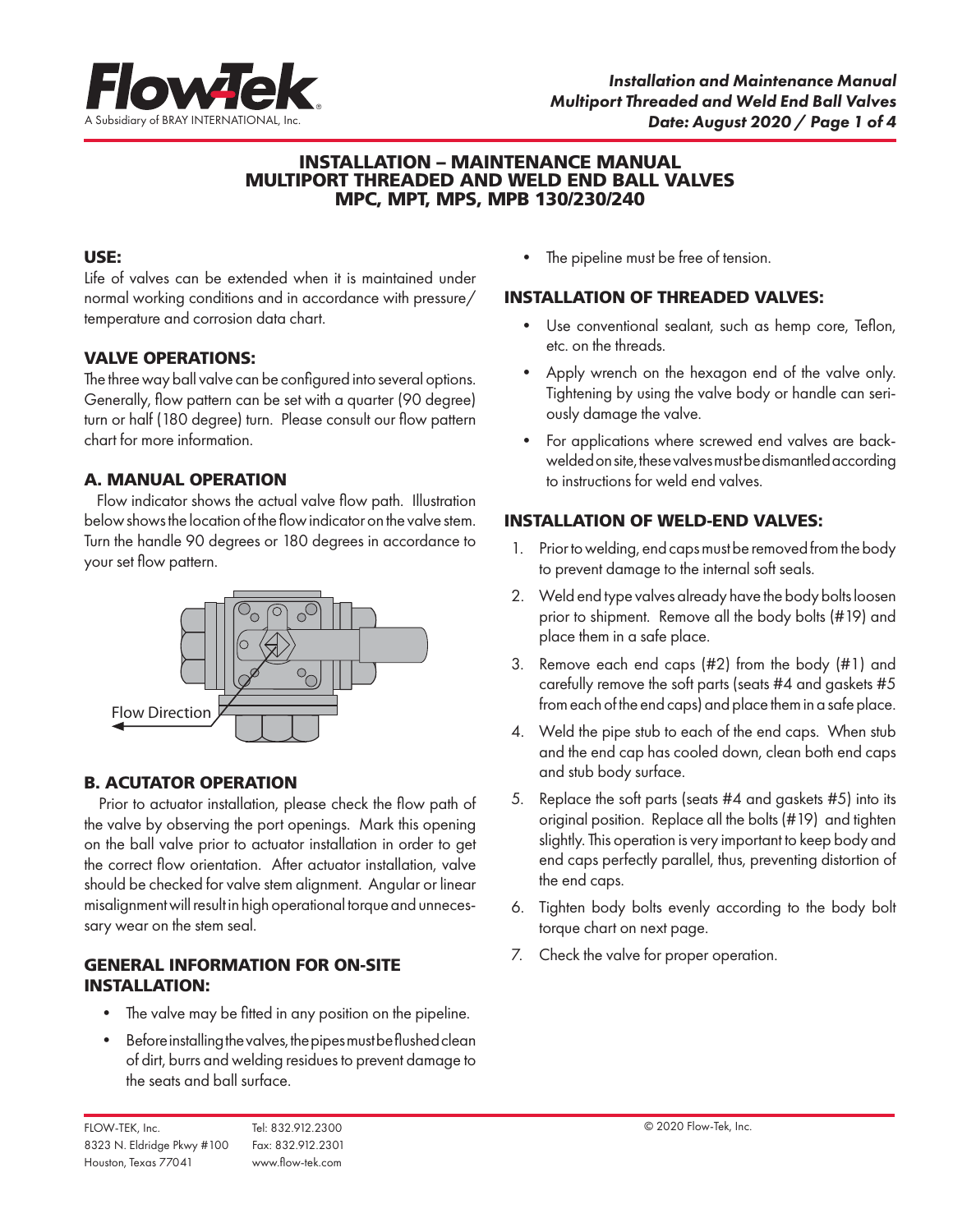# INSTALLATION – MAINTENANCE MANUAL
# MULTIPORT THREADED AND WELD END BALL VALVES
# MPC, MPT, MPS, MPB 130/230/240

## USE:

Life of valves can be extended when it is maintained under normal working conditions and in accordance with pressure/temperature and corrosion data chart.

## VALVE OPERATIONS:

The three way ball valve can be configured into several options. Generally, flow pattern can be set with a quarter (90 degree) turn or half (180 degree) turn. Please consult our flow pattern chart for more information.

## A. MANUAL OPERATION

Flow indicator shows the actual valve flow path. Illustration below shows the location of the flow indicator on the valve stem. Turn the handle 90 degrees or 180 degrees in accordance to your set flow pattern.

Flow Direction

## B. ACUTATOR OPERATION

Prior to actuator installation, please check the flow path of the valve by observing the port openings. Mark this opening on the ball valve prior to actuator installation in order to get the correct flow orientation. After actuator installation, valve should be checked for valve stem alignment. Angular or linear misalignment will result in high operational torque and unnecessary wear on the stem seal.

## GENERAL INFORMATION FOR ON-SITE INSTALLATION:

- The valve may be fitted in any position on the pipeline.
- Before installing the valves, the pipes must be flushed clean of dirt, burrs and welding residues to prevent damage to the seats and ball surface.
- The pipeline must be free of tension.

## INSTALLATION OF THREADED VALVES:

- Use conventional sealant, such as hemp core, Teflon, etc. on the threads.
- Apply wrench on the hexagon end of the valve only. Tightening by using the valve body or handle can seriously damage the valve.
- For applications where screwed end valves are back-welded on site, these valves must be dismantled according to instructions for weld end valves.

## INSTALLATION OF WELD-END VALVES:

1. Prior to welding, end caps must be removed from the body to prevent damage to the internal soft seals.
2. Weld end type valves already have the body bolts loosen prior to shipment. Remove all the body bolts (#19) and place them in a safe place.
3. Remove each end caps (#2) from the body (#1) and carefully remove the soft parts (seats #4 and gaskets #5 from each of the end caps) and place them in a safe place.
4. Weld the pipe stub to each of the end caps. When stub and the end cap has cooled down, clean both end caps and stub body surface.
5. Replace the soft parts (seats #4 and gaskets #5) into its original position. Replace all the bolts (#19) and tighten slightly. This operation is very important to keep body and end caps perfectly parallel, thus, preventing distortion of the end caps.
6. Tighten body bolts evenly according to the body bolt torque chart on next page.
7. Check the valve for proper operation.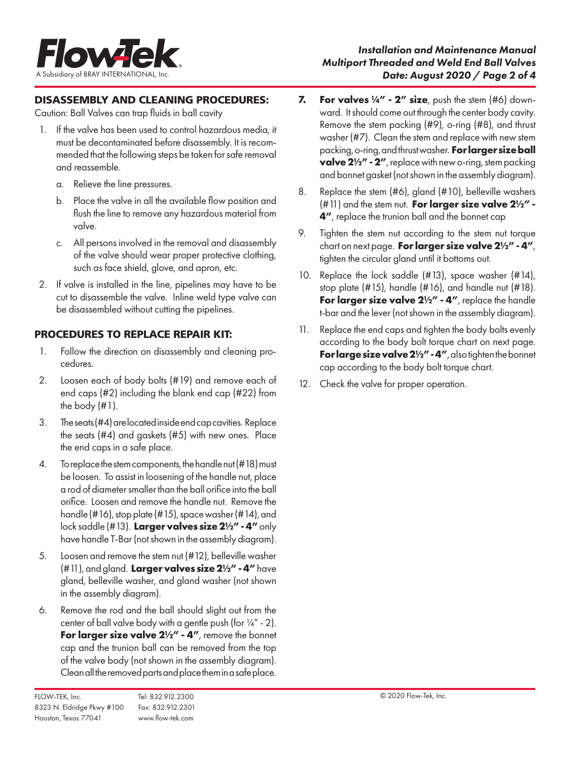## DISASSEMBLY AND CLEANING PROCEDURES:

Caution: Ball Valves can trap fluids in ball cavity

1. If the valve has been used to control hazardous media, it must be decontaminated before disassembly. It is recommended that the following steps be taken for safe removal and reassemble.
   a. Relieve the line pressures.
   b. Place the valve in all the available flow position and flush the line to remove any hazardous material from valve.
   c. All persons involved in the removal and disassembly of the valve should wear proper protective clothing, such as face shield, glove, and apron, etc.
2. If valve is installed in the line, pipelines may have to be cut to disassemble the valve. Inline weld type valve can be disassembled without cutting the pipelines.

## PROCEDURES TO REPLACE REPAIR KIT:

1. Follow the direction on disassembly and cleaning procedures.
2. Loosen each of body bolts (#19) and remove each of end caps (#2) including the blank end cap (#22) from the body (#1).
3. The seats (#4) are located inside end cap cavities. Replace the seats (#4) and gaskets (#5) with new ones. Place the end caps in a safe place.
4. To replace the stem components, the handle nut (#18) must be loosen. To assist in loosening of the handle nut, place a rod of diameter smaller than the ball orifice into the ball orifice. Loosen and remove the handle nut. Remove the handle (#16), stop plate (#15), space washer (#14), and lock saddle (#13). **Larger valves size 2½" - 4"** only have handle T-Bar (not shown in the assembly diagram).
5. Loosen and remove the stem nut (#12), belleville washer (#11), and gland. **Larger valves size 2½" - 4"** have gland, belleville washer, and gland washer (not shown in the assembly diagram).
6. Remove the rod and the ball should slight out from the center of ball valve body with a gentle push (for ¼" - 2). **For larger size valve 2½" - 4"**, remove the bonnet cap and the trunion ball can be removed from the top of the valve body (not shown in the assembly diagram). Clean all the removed parts and place them in a safe place.
7. **For valves ¼" - 2" size**, push the stem (#6) downward. It should come out through the center body cavity. Remove the stem packing (#9), o-ring (#8), and thrust washer (#7). Clean the stem and replace with new stem packing, o-ring, and thrust washer. **For larger size ball valve 2½" - 2"**, replace with new o-ring, stem packing and bonnet gasket (not shown in the assembly diagram).
8. Replace the stem (#6), gland (#10), belleville washers (#11) and the stem nut. **For larger size valve 2½" - 4"**, replace the trunion ball and the bonnet cap
9. Tighten the stem nut according to the stem nut torque chart on next page. **For larger size valve 2½" - 4"**, tighten the circular gland until it bottoms out.
10. Replace the lock saddle (#13), space washer (#14), stop plate (#15), handle (#16), and handle nut (#18). **For larger size valve 2½" - 4"**, replace the handle t-bar and the lever (not shown in the assembly diagram).
11. Replace the end caps and tighten the body bolts evenly according to the body bolt torque chart on next page. **For large size valve 2½" - 4"**, also tighten the bonnet cap according to the body bolt torque chart.
12. Check the valve for proper operation.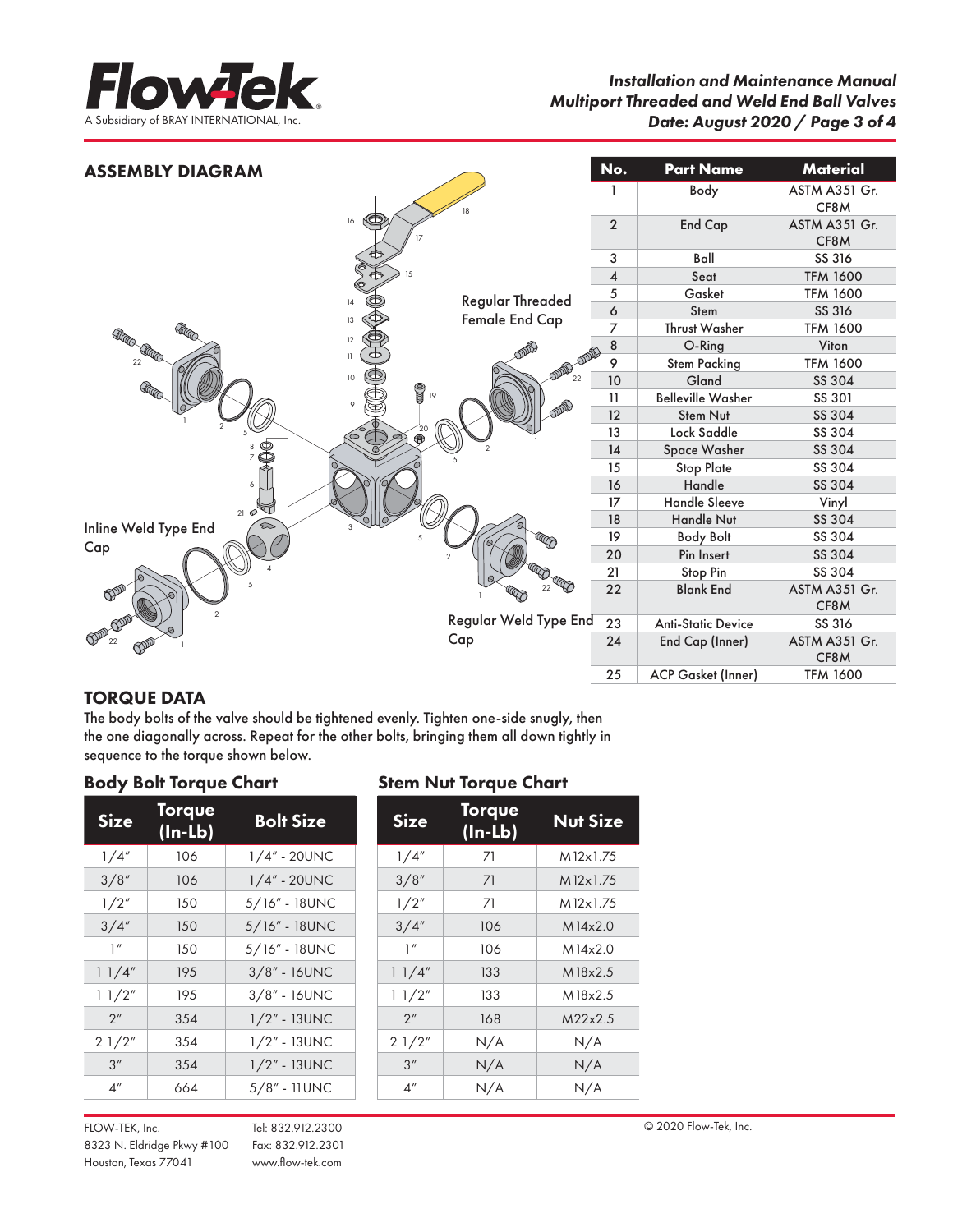## ASSEMBLY DIAGRAM

Regular Threaded Female End Cap

Inline Weld Type End Cap

Regular Weld Type End Cap

| No. | Part Name | Material |
|---|---|---|
| 1 | Body | ASTM A351 Gr. CF8M |
| 2 | End Cap | ASTM A351 Gr. CF8M |
| 3 | Ball | SS 316 |
| 4 | Seat | TFM 1600 |
| 5 | Gasket | TFM 1600 |
| 6 | Stem | SS 316 |
| 7 | Thrust Washer | TFM 1600 |
| 8 | O-Ring | Viton |
| 9 | Stem Packing | TFM 1600 |
| 10 | Gland | SS 304 |
| 11 | Belleville Washer | SS 301 |
| 12 | Stem Nut | SS 304 |
| 13 | Lock Saddle | SS 304 |
| 14 | Space Washer | SS 304 |
| 15 | Stop Plate | SS 304 |
| 16 | Handle | SS 304 |
| 17 | Handle Sleeve | Vinyl |
| 18 | Handle Nut | SS 304 |
| 19 | Body Bolt | SS 304 |
| 20 | Pin Insert | SS 304 |
| 21 | Stop Pin | SS 304 |
| 22 | Blank End | ASTM A351 Gr. CF8M |
| 23 | Anti-Static Device | SS 316 |
| 24 | End Cap (Inner) | ASTM A351 Gr. CF8M |
| 25 | ACP Gasket (Inner) | TFM 1600 |

## TORQUE DATA

The body bolts of the valve should be tightened evenly. Tighten one-side snugly, then the one diagonally across. Repeat for the other bolts, bringing them all down tightly in sequence to the torque shown below.

### Body Bolt Torque Chart

| Size | Torque (In-Lb) | Bolt Size |
|---|---|---|
| 1/4" | 106 | 1/4" - 20UNC |
| 3/8" | 106 | 1/4" - 20UNC |
| 1/2" | 150 | 5/16" - 18UNC |
| 3/4" | 150 | 5/16" - 18UNC |
| 1" | 150 | 5/16" - 18UNC |
| 1 1/4" | 195 | 3/8" - 16UNC |
| 1 1/2" | 195 | 3/8" - 16UNC |
| 2" | 354 | 1/2" - 13UNC |
| 2 1/2" | 354 | 1/2" - 13UNC |
| 3" | 354 | 1/2" - 13UNC |
| 4" | 664 | 5/8" - 11UNC |

### Stem Nut Torque Chart

| Size | Torque (In-Lb) | Nut Size |
|---|---|---|
| 1/4" | 71 | M12x1.75 |
| 3/8" | 71 | M12x1.75 |
| 1/2" | 71 | M12x1.75 |
| 3/4" | 106 | M14x2.0 |
| 1" | 106 | M14x2.0 |
| 1 1/4" | 133 | M18x2.5 |
| 1 1/2" | 133 | M18x2.5 |
| 2" | 168 | M22x2.5 |
| 2 1/2" | N/A | N/A |
| 3" | N/A | N/A |
| 4" | N/A | N/A |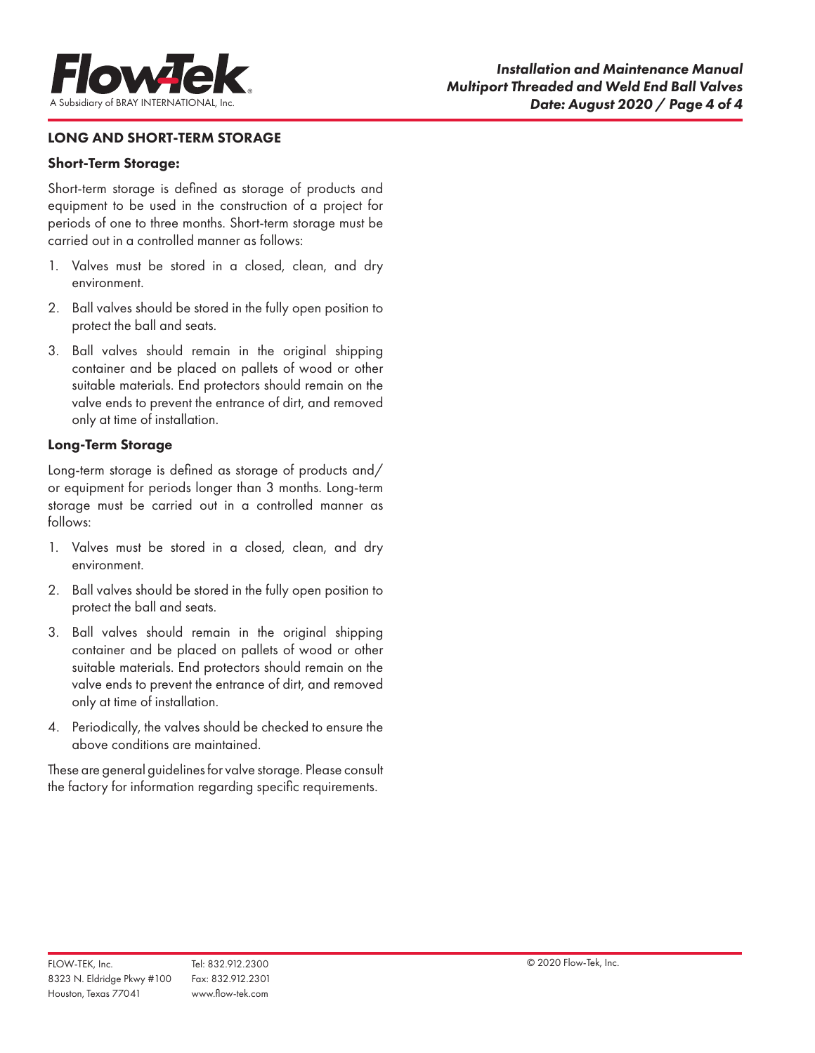## LONG AND SHORT-TERM STORAGE

### Short-Term Storage:

Short-term storage is defined as storage of products and equipment to be used in the construction of a project for periods of one to three months. Short-term storage must be carried out in a controlled manner as follows:

1. Valves must be stored in a closed, clean, and dry environment.
2. Ball valves should be stored in the fully open position to protect the ball and seats.
3. Ball valves should remain in the original shipping container and be placed on pallets of wood or other suitable materials. End protectors should remain on the valve ends to prevent the entrance of dirt, and removed only at time of installation.

### Long-Term Storage

Long-term storage is defined as storage of products and/or equipment for periods longer than 3 months. Long-term storage must be carried out in a controlled manner as follows:

1. Valves must be stored in a closed, clean, and dry environment.
2. Ball valves should be stored in the fully open position to protect the ball and seats.
3. Ball valves should remain in the original shipping container and be placed on pallets of wood or other suitable materials. End protectors should remain on the valve ends to prevent the entrance of dirt, and removed only at time of installation.
4. Periodically, the valves should be checked to ensure the above conditions are maintained.

These are general guidelines for valve storage. Please consult the factory for information regarding specific requirements.